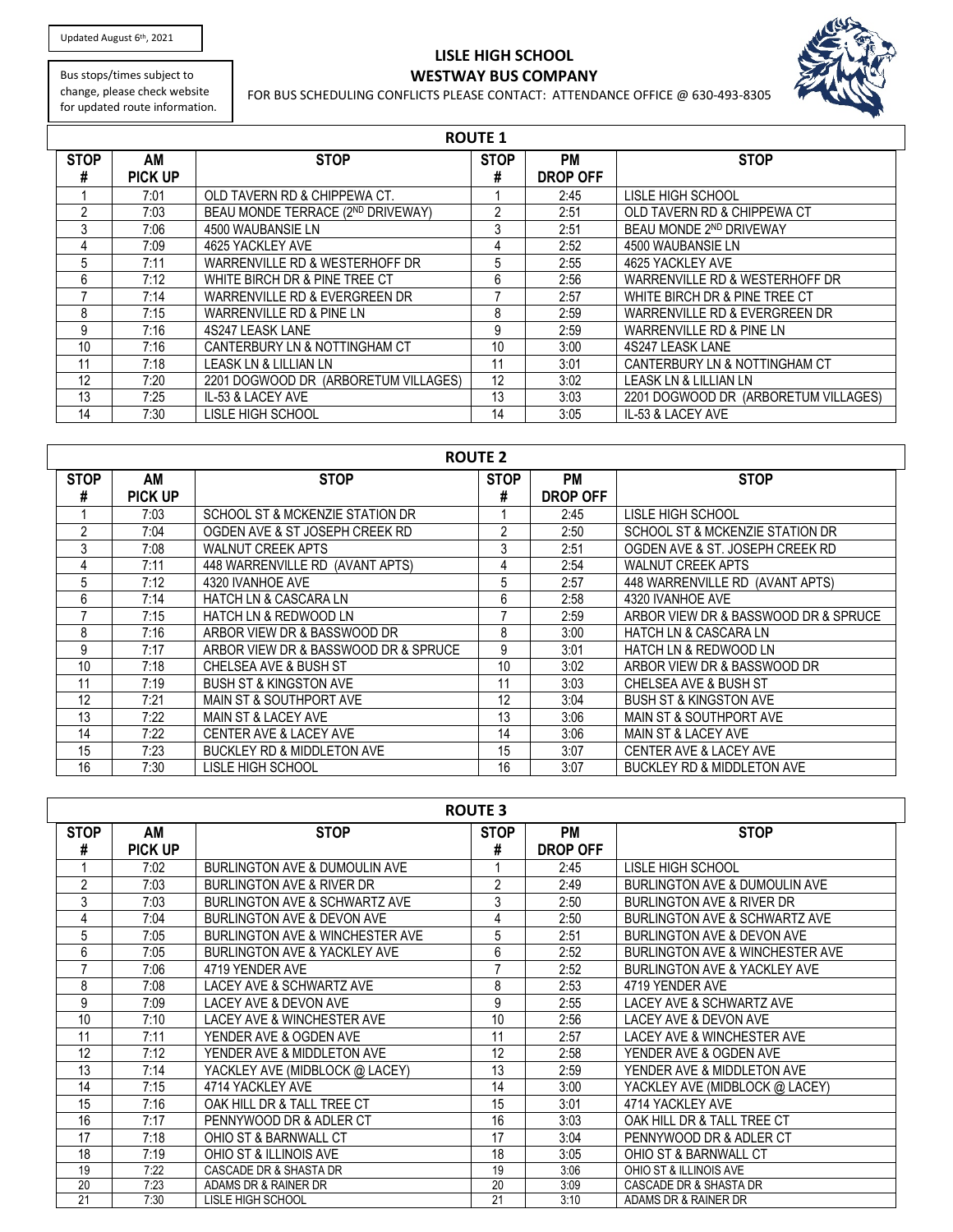Updated August 6th, 2021

Bus stops/times subject to change, please check website for updated route information.

# LISLE HIGH SCHOOL
## WESTWAY BUS COMPANY

FOR BUS SCHEDULING CONFLICTS PLEASE CONTACT: ATTENDANCE OFFICE @ 630-493-8305

## ROUTE 1

| STOP # | AM PICK UP | STOP | STOP # | PM DROP OFF | STOP |
|---|---|---|---|---|---|
| 1 | 7:01 | OLD TAVERN RD & CHIPPEWA CT. | 1 | 2:45 | LISLE HIGH SCHOOL |
| 2 | 7:03 | BEAU MONDE TERRACE (2ND DRIVEWAY) | 2 | 2:51 | OLD TAVERN RD & CHIPPEWA CT |
| 3 | 7:06 | 4500 WAUBANSIE LN | 3 | 2:51 | BEAU MONDE 2ND DRIVEWAY |
| 4 | 7:09 | 4625 YACKLEY AVE | 4 | 2:52 | 4500 WAUBANSIE LN |
| 5 | 7:11 | WARRENVILLE RD & WESTERHOFF DR | 5 | 2:55 | 4625 YACKLEY AVE |
| 6 | 7:12 | WHITE BIRCH DR & PINE TREE CT | 6 | 2:56 | WARRENVILLE RD & WESTERHOFF DR |
| 7 | 7:14 | WARRENVILLE RD & EVERGREEN DR | 7 | 2:57 | WHITE BIRCH DR & PINE TREE CT |
| 8 | 7:15 | WARRENVILLE RD & PINE LN | 8 | 2:59 | WARRENVILLE RD & EVERGREEN DR |
| 9 | 7:16 | 4S247 LEASK LANE | 9 | 2:59 | WARRENVILLE RD & PINE LN |
| 10 | 7:16 | CANTERBURY LN & NOTTINGHAM CT | 10 | 3:00 | 4S247 LEASK LANE |
| 11 | 7:18 | LEASK LN & LILLIAN LN | 11 | 3:01 | CANTERBURY LN & NOTTINGHAM CT |
| 12 | 7:20 | 2201 DOGWOOD DR (ARBORETUM VILLAGES) | 12 | 3:02 | LEASK LN & LILLIAN LN |
| 13 | 7:25 | IL-53 & LACEY AVE | 13 | 3:03 | 2201 DOGWOOD DR (ARBORETUM VILLAGES) |
| 14 | 7:30 | LISLE HIGH SCHOOL | 14 | 3:05 | IL-53 & LACEY AVE |

## ROUTE 2

| STOP # | AM PICK UP | STOP | STOP # | PM DROP OFF | STOP |
|---|---|---|---|---|---|
| 1 | 7:03 | SCHOOL ST & MCKENZIE STATION DR | 1 | 2:45 | LISLE HIGH SCHOOL |
| 2 | 7:04 | OGDEN AVE & ST JOSEPH CREEK RD | 2 | 2:50 | SCHOOL ST & MCKENZIE STATION DR |
| 3 | 7:08 | WALNUT CREEK APTS | 3 | 2:51 | OGDEN AVE & ST. JOSEPH CREEK RD |
| 4 | 7:11 | 448 WARRENVILLE RD (AVANT APTS) | 4 | 2:54 | WALNUT CREEK APTS |
| 5 | 7:12 | 4320 IVANHOE AVE | 5 | 2:57 | 448 WARRENVILLE RD (AVANT APTS) |
| 6 | 7:14 | HATCH LN & CASCARA LN | 6 | 2:58 | 4320 IVANHOE AVE |
| 7 | 7:15 | HATCH LN & REDWOOD LN | 7 | 2:59 | ARBOR VIEW DR & BASSWOOD DR & SPRUCE |
| 8 | 7:16 | ARBOR VIEW DR & BASSWOOD DR | 8 | 3:00 | HATCH LN & CASCARA LN |
| 9 | 7:17 | ARBOR VIEW DR & BASSWOOD DR & SPRUCE | 9 | 3:01 | HATCH LN & REDWOOD LN |
| 10 | 7:18 | CHELSEA AVE & BUSH ST | 10 | 3:02 | ARBOR VIEW DR & BASSWOOD DR |
| 11 | 7:19 | BUSH ST & KINGSTON AVE | 11 | 3:03 | CHELSEA AVE & BUSH ST |
| 12 | 7:21 | MAIN ST & SOUTHPORT AVE | 12 | 3:04 | BUSH ST & KINGSTON AVE |
| 13 | 7:22 | MAIN ST & LACEY AVE | 13 | 3:06 | MAIN ST & SOUTHPORT AVE |
| 14 | 7:22 | CENTER AVE & LACEY AVE | 14 | 3:06 | MAIN ST & LACEY AVE |
| 15 | 7:23 | BUCKLEY RD & MIDDLETON AVE | 15 | 3:07 | CENTER AVE & LACEY AVE |
| 16 | 7:30 | LISLE HIGH SCHOOL | 16 | 3:07 | BUCKLEY RD & MIDDLETON AVE |

## ROUTE 3

| STOP # | AM PICK UP | STOP | STOP # | PM DROP OFF | STOP |
|---|---|---|---|---|---|
| 1 | 7:02 | BURLINGTON AVE & DUMOULIN AVE | 1 | 2:45 | LISLE HIGH SCHOOL |
| 2 | 7:03 | BURLINGTON AVE & RIVER DR | 2 | 2:49 | BURLINGTON AVE & DUMOULIN AVE |
| 3 | 7:03 | BURLINGTON AVE & SCHWARTZ AVE | 3 | 2:50 | BURLINGTON AVE & RIVER DR |
| 4 | 7:04 | BURLINGTON AVE & DEVON AVE | 4 | 2:50 | BURLINGTON AVE & SCHWARTZ AVE |
| 5 | 7:05 | BURLINGTON AVE & WINCHESTER AVE | 5 | 2:51 | BURLINGTON AVE & DEVON AVE |
| 6 | 7:05 | BURLINGTON AVE & YACKLEY AVE | 6 | 2:52 | BURLINGTON AVE & WINCHESTER AVE |
| 7 | 7:06 | 4719 YENDER AVE | 7 | 2:52 | BURLINGTON AVE & YACKLEY AVE |
| 8 | 7:08 | LACEY AVE & SCHWARTZ AVE | 8 | 2:53 | 4719 YENDER AVE |
| 9 | 7:09 | LACEY AVE & DEVON AVE | 9 | 2:55 | LACEY AVE & SCHWARTZ AVE |
| 10 | 7:10 | LACEY AVE & WINCHESTER AVE | 10 | 2:56 | LACEY AVE & DEVON AVE |
| 11 | 7:11 | YENDER AVE & OGDEN AVE | 11 | 2:57 | LACEY AVE & WINCHESTER AVE |
| 12 | 7:12 | YENDER AVE & MIDDLETON AVE | 12 | 2:58 | YENDER AVE & OGDEN AVE |
| 13 | 7:14 | YACKLEY AVE (MIDBLOCK @ LACEY) | 13 | 2:59 | YENDER AVE & MIDDLETON AVE |
| 14 | 7:15 | 4714 YACKLEY AVE | 14 | 3:00 | YACKLEY AVE (MIDBLOCK @ LACEY) |
| 15 | 7:16 | OAK HILL DR & TALL TREE CT | 15 | 3:01 | 4714 YACKLEY AVE |
| 16 | 7:17 | PENNYWOOD DR & ADLER CT | 16 | 3:03 | OAK HILL DR & TALL TREE CT |
| 17 | 7:18 | OHIO ST & BARNWALL CT | 17 | 3:04 | PENNYWOOD DR & ADLER CT |
| 18 | 7:19 | OHIO ST & ILLINOIS AVE | 18 | 3:05 | OHIO ST & BARNWALL CT |
| 19 | 7:22 | CASCADE DR & SHASTA DR | 19 | 3:06 | OHIO ST & ILLINOIS AVE |
| 20 | 7:23 | ADAMS DR & RAINER DR | 20 | 3:09 | CASCADE DR & SHASTA DR |
| 21 | 7:30 | LISLE HIGH SCHOOL | 21 | 3:10 | ADAMS DR & RAINER DR |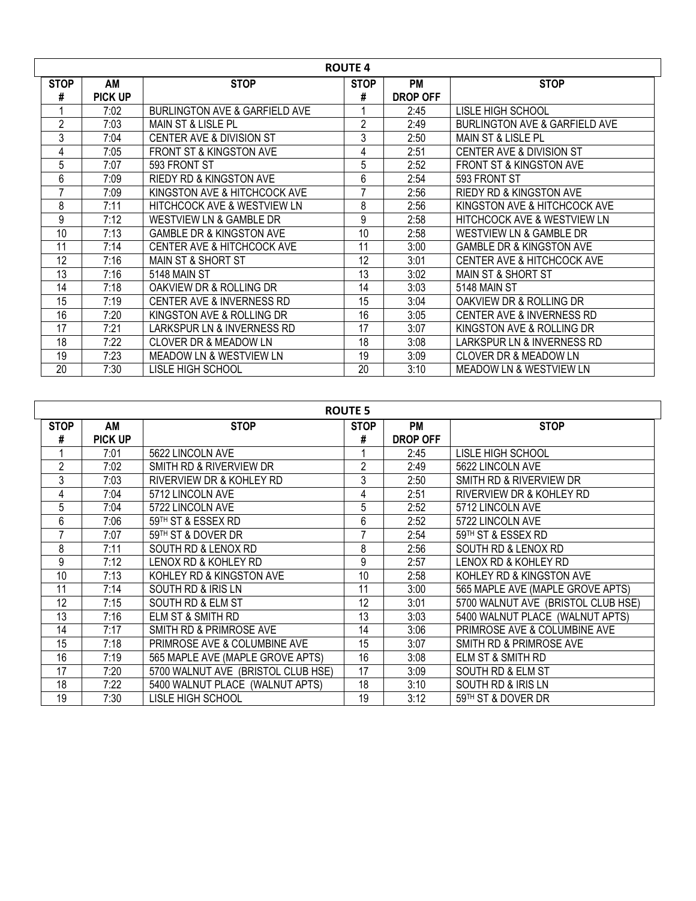## ROUTE 4

| STOP # | AM PICK UP | STOP | STOP # | PM DROP OFF | STOP |
|---|---|---|---|---|---|
| 1 | 7:02 | BURLINGTON AVE & GARFIELD AVE | 1 | 2:45 | LISLE HIGH SCHOOL |
| 2 | 7:03 | MAIN ST & LISLE PL | 2 | 2:49 | BURLINGTON AVE & GARFIELD AVE |
| 3 | 7:04 | CENTER AVE & DIVISION ST | 3 | 2:50 | MAIN ST & LISLE PL |
| 4 | 7:05 | FRONT ST & KINGSTON AVE | 4 | 2:51 | CENTER AVE & DIVISION ST |
| 5 | 7:07 | 593 FRONT ST | 5 | 2:52 | FRONT ST & KINGSTON AVE |
| 6 | 7:09 | RIEDY RD & KINGSTON AVE | 6 | 2:54 | 593 FRONT ST |
| 7 | 7:09 | KINGSTON AVE & HITCHCOCK AVE | 7 | 2:56 | RIEDY RD & KINGSTON AVE |
| 8 | 7:11 | HITCHCOCK AVE & WESTVIEW LN | 8 | 2:56 | KINGSTON AVE & HITCHCOCK AVE |
| 9 | 7:12 | WESTVIEW LN & GAMBLE DR | 9 | 2:58 | HITCHCOCK AVE & WESTVIEW LN |
| 10 | 7:13 | GAMBLE DR & KINGSTON AVE | 10 | 2:58 | WESTVIEW LN & GAMBLE DR |
| 11 | 7:14 | CENTER AVE & HITCHCOCK AVE | 11 | 3:00 | GAMBLE DR & KINGSTON AVE |
| 12 | 7:16 | MAIN ST & SHORT ST | 12 | 3:01 | CENTER AVE & HITCHCOCK AVE |
| 13 | 7:16 | 5148 MAIN ST | 13 | 3:02 | MAIN ST & SHORT ST |
| 14 | 7:18 | OAKVIEW DR & ROLLING DR | 14 | 3:03 | 5148 MAIN ST |
| 15 | 7:19 | CENTER AVE & INVERNESS RD | 15 | 3:04 | OAKVIEW DR & ROLLING DR |
| 16 | 7:20 | KINGSTON AVE & ROLLING DR | 16 | 3:05 | CENTER AVE & INVERNESS RD |
| 17 | 7:21 | LARKSPUR LN & INVERNESS RD | 17 | 3:07 | KINGSTON AVE & ROLLING DR |
| 18 | 7:22 | CLOVER DR & MEADOW LN | 18 | 3:08 | LARKSPUR LN & INVERNESS RD |
| 19 | 7:23 | MEADOW LN & WESTVIEW LN | 19 | 3:09 | CLOVER DR & MEADOW LN |
| 20 | 7:30 | LISLE HIGH SCHOOL | 20 | 3:10 | MEADOW LN & WESTVIEW LN |

## ROUTE 5

| STOP # | AM PICK UP | STOP | STOP # | PM DROP OFF | STOP |
|---|---|---|---|---|---|
| 1 | 7:01 | 5622 LINCOLN AVE | 1 | 2:45 | LISLE HIGH SCHOOL |
| 2 | 7:02 | SMITH RD & RIVERVIEW DR | 2 | 2:49 | 5622 LINCOLN AVE |
| 3 | 7:03 | RIVERVIEW DR & KOHLEY RD | 3 | 2:50 | SMITH RD & RIVERVIEW DR |
| 4 | 7:04 | 5712 LINCOLN AVE | 4 | 2:51 | RIVERVIEW DR & KOHLEY RD |
| 5 | 7:04 | 5722 LINCOLN AVE | 5 | 2:52 | 5712 LINCOLN AVE |
| 6 | 7:06 | 59TH ST & ESSEX RD | 6 | 2:52 | 5722 LINCOLN AVE |
| 7 | 7:07 | 59TH ST & DOVER DR | 7 | 2:54 | 59TH ST & ESSEX RD |
| 8 | 7:11 | SOUTH RD & LENOX RD | 8 | 2:56 | SOUTH RD & LENOX RD |
| 9 | 7:12 | LENOX RD & KOHLEY RD | 9 | 2:57 | LENOX RD & KOHLEY RD |
| 10 | 7:13 | KOHLEY RD & KINGSTON AVE | 10 | 2:58 | KOHLEY RD & KINGSTON AVE |
| 11 | 7:14 | SOUTH RD & IRIS LN | 11 | 3:00 | 565 MAPLE AVE (MAPLE GROVE APTS) |
| 12 | 7:15 | SOUTH RD & ELM ST | 12 | 3:01 | 5700 WALNUT AVE (BRISTOL CLUB HSE) |
| 13 | 7:16 | ELM ST & SMITH RD | 13 | 3:03 | 5400 WALNUT PLACE (WALNUT APTS) |
| 14 | 7:17 | SMITH RD & PRIMROSE AVE | 14 | 3:06 | PRIMROSE AVE & COLUMBINE AVE |
| 15 | 7:18 | PRIMROSE AVE & COLUMBINE AVE | 15 | 3:07 | SMITH RD & PRIMROSE AVE |
| 16 | 7:19 | 565 MAPLE AVE (MAPLE GROVE APTS) | 16 | 3:08 | ELM ST & SMITH RD |
| 17 | 7:20 | 5700 WALNUT AVE (BRISTOL CLUB HSE) | 17 | 3:09 | SOUTH RD & ELM ST |
| 18 | 7:22 | 5400 WALNUT PLACE (WALNUT APTS) | 18 | 3:10 | SOUTH RD & IRIS LN |
| 19 | 7:30 | LISLE HIGH SCHOOL | 19 | 3:12 | 59TH ST & DOVER DR |